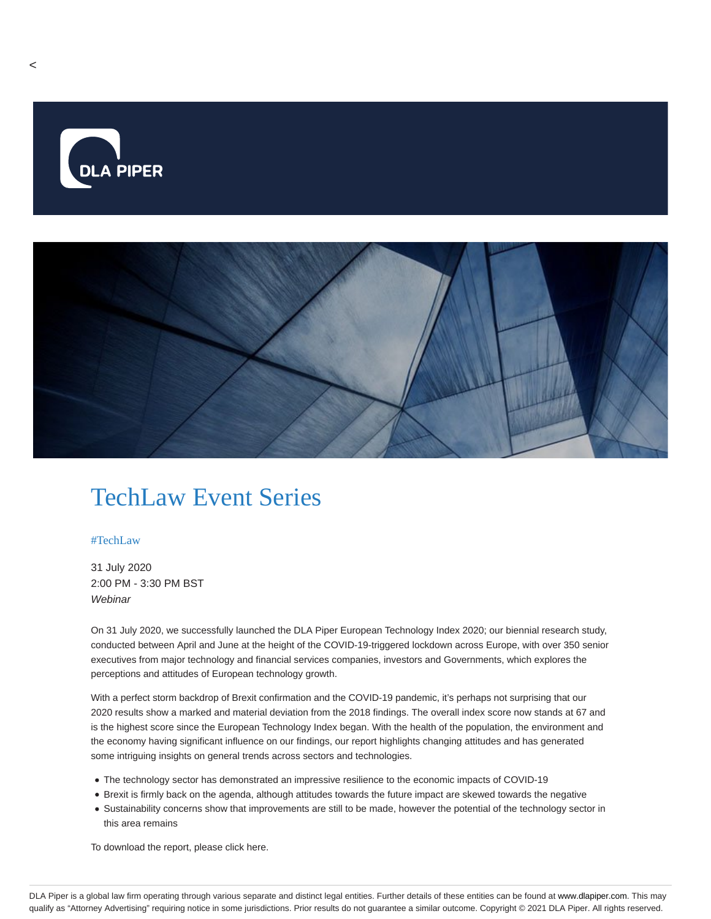<

# TechLaw Event Series

#TechLaw

31 July 2020
2:00 PM - 3:30 PM BST
*Webinar*

On 31 July 2020, we successfully launched the DLA Piper European Technology Index 2020; our biennial research study, conducted between April and June at the height of the COVID-19-triggered lockdown across Europe, with over 350 senior executives from major technology and financial services companies, investors and Governments, which explores the perceptions and attitudes of European technology growth.

With a perfect storm backdrop of Brexit confirmation and the COVID-19 pandemic, it's perhaps not surprising that our 2020 results show a marked and material deviation from the 2018 findings. The overall index score now stands at 67 and is the highest score since the European Technology Index began. With the health of the population, the environment and the economy having significant influence on our findings, our report highlights changing attitudes and has generated some intriguing insights on general trends across sectors and technologies.

- The technology sector has demonstrated an impressive resilience to the economic impacts of COVID-19
- Brexit is firmly back on the agenda, although attitudes towards the future impact are skewed towards the negative
- Sustainability concerns show that improvements are still to be made, however the potential of the technology sector in this area remains

To download the report, please click here.

DLA Piper is a global law firm operating through various separate and distinct legal entities. Further details of these entities can be found at www.dlapiper.com. This may qualify as "Attorney Advertising" requiring notice in some jurisdictions. Prior results do not guarantee a similar outcome. Copyright © 2021 DLA Piper. All rights reserved.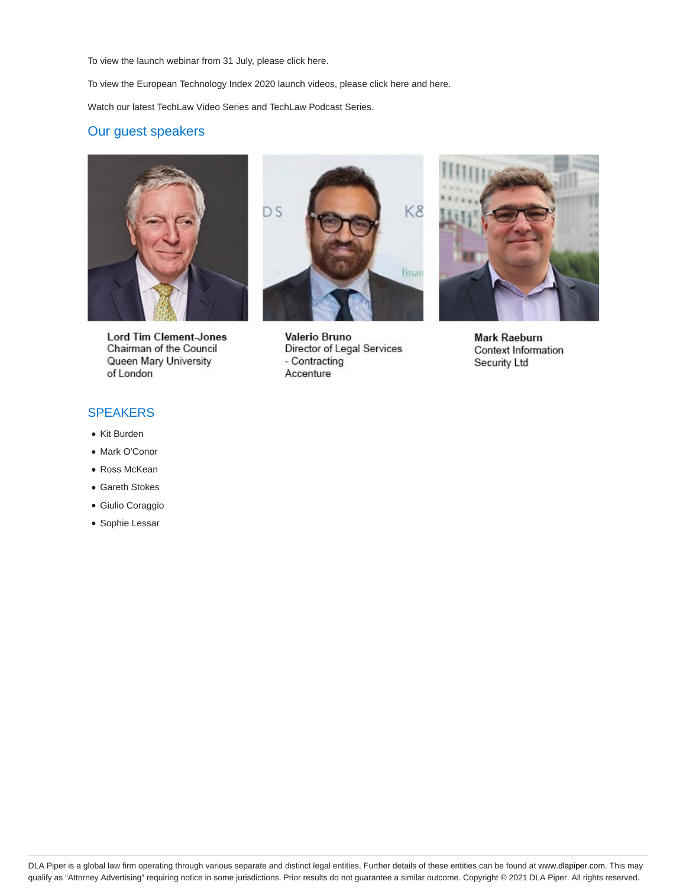To view the launch webinar from 31 July, please click here.

To view the European Technology Index 2020 launch videos, please click here and here.

Watch our latest TechLaw Video Series and TechLaw Podcast Series.

## Our guest speakers

**Lord Tim Clement-Jones**
Chairman of the Council
Queen Mary University of London

**Valerio Bruno**
Director of Legal Services - Contracting
Accenture

**Mark Raeburn**
Context Information Security Ltd

## SPEAKERS

- Kit Burden
- Mark O'Conor
- Ross McKean
- Gareth Stokes
- Giulio Coraggio
- Sophie Lessar

DLA Piper is a global law firm operating through various separate and distinct legal entities. Further details of these entities can be found at www.dlapiper.com. This may qualify as "Attorney Advertising" requiring notice in some jurisdictions. Prior results do not guarantee a similar outcome. Copyright © 2021 DLA Piper. All rights reserved.